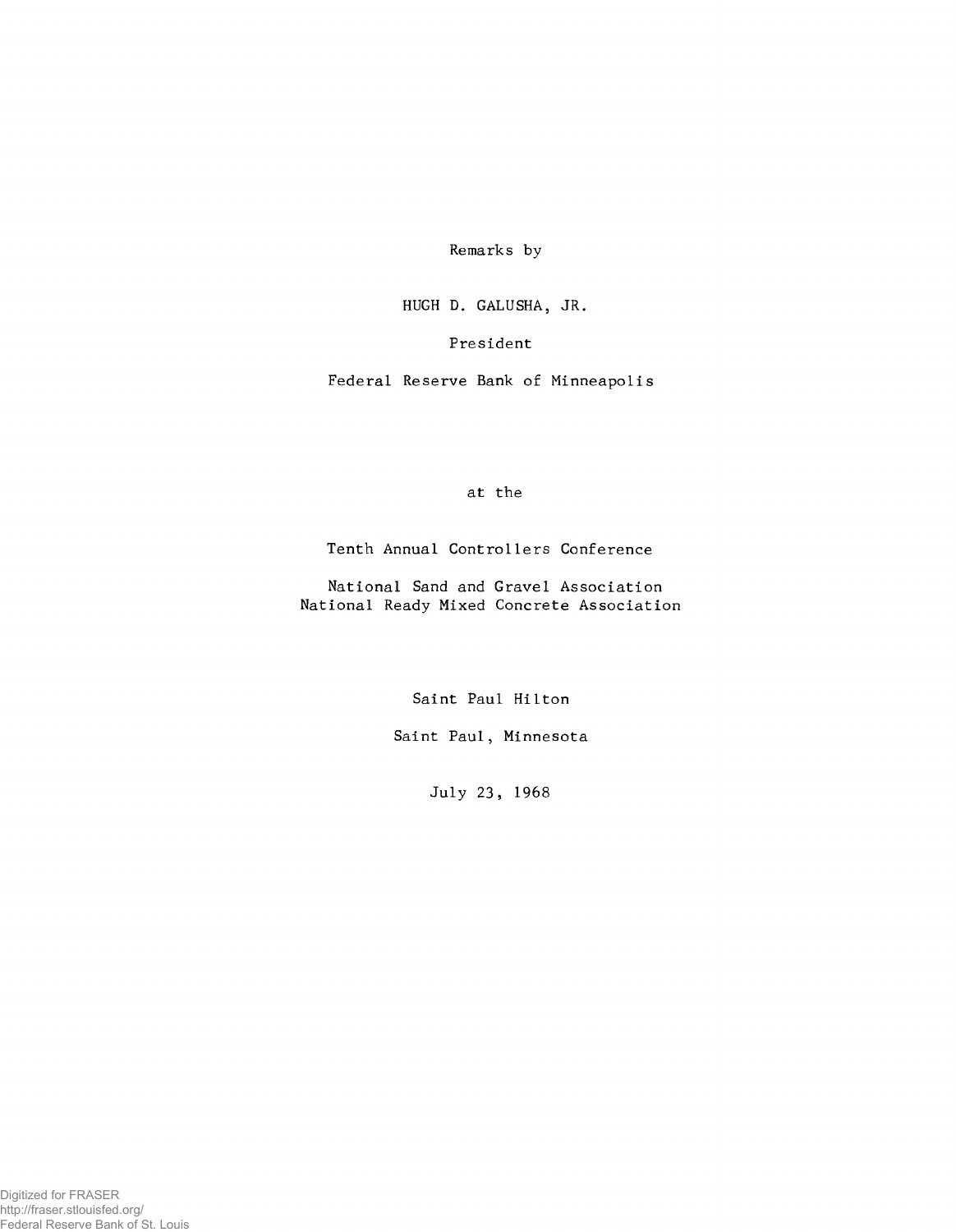Remarks by

HUGH D. GALUSHA, JR.

President

Federal Reserve Bank of Minneapolis

at the

Tenth Annual Controllers Conference

National Sand and Gravel Association
National Ready Mixed Concrete Association

Saint Paul Hilton

Saint Paul, Minnesota

July 23, 1968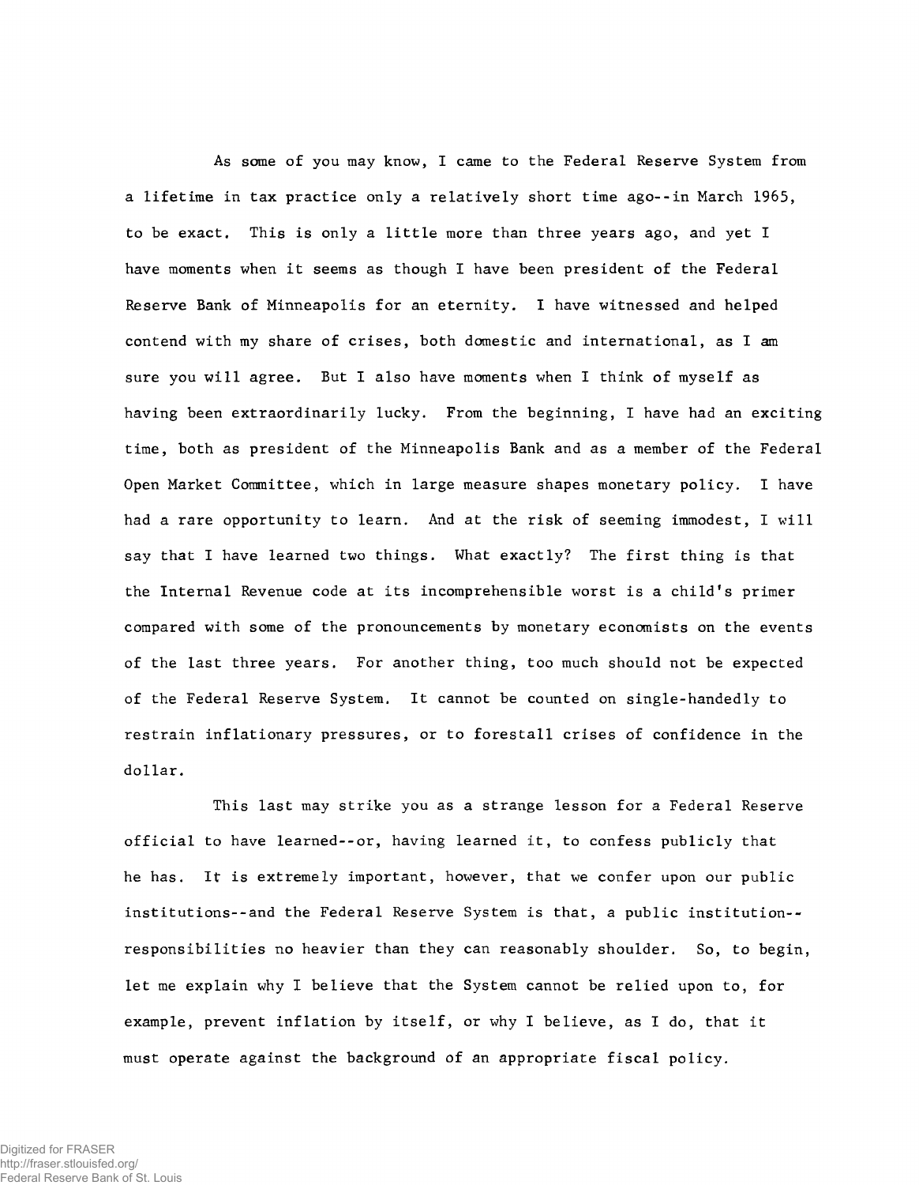As some of you may know, I came to the Federal Reserve System from a lifetime in tax practice only a relatively short time ago--in March 1965, to be exact. This is only a little more than three years ago, and yet I have moments when it seems as though I have been president of the Federal Reserve Bank of Minneapolis for an eternity. I have witnessed and helped contend with my share of crises, both domestic and international, as I am sure you will agree. But I also have moments when I think of myself as having been extraordinarily lucky. From the beginning, I have had an exciting time, both as president of the Minneapolis Bank and as a member of the Federal Open Market Committee, which in large measure shapes monetary policy. I have had a rare opportunity to learn. And at the risk of seeming immodest, I will say that I have learned two things. What exactly? The first thing is that the Internal Revenue code at its incomprehensible worst is a child's primer compared with some of the pronouncements by monetary economists on the events of the last three years. For another thing, too much should not be expected of the Federal Reserve System. It cannot be counted on single-handedly to restrain inflationary pressures, or to forestall crises of confidence in the dollar.

This last may strike you as a strange lesson for a Federal Reserve official to have learned--or, having learned it, to confess publicly that he has. It is extremely important, however, that we confer upon our public institutions--and the Federal Reserve System is that, a public institution--responsibilities no heavier than they can reasonably shoulder. So, to begin, let me explain why I believe that the System cannot be relied upon to, for example, prevent inflation by itself, or why I believe, as I do, that it must operate against the background of an appropriate fiscal policy.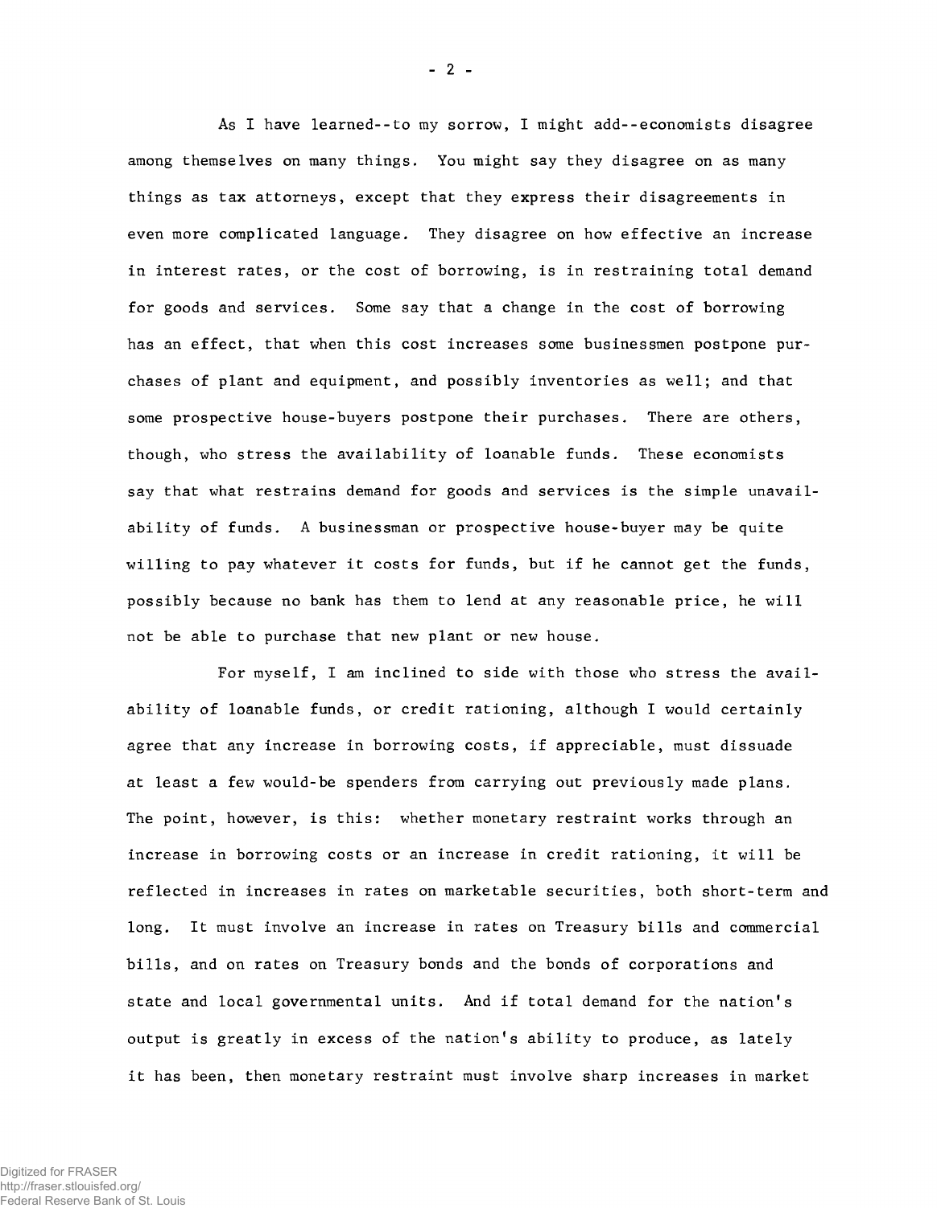As I have learned--to my sorrow, I might add--economists disagree among themselves on many things. You might say they disagree on as many things as tax attorneys, except that they express their disagreements in even more complicated language. They disagree on how effective an increase in interest rates, or the cost of borrowing, is in restraining total demand for goods and services. Some say that a change in the cost of borrowing has an effect, that when this cost increases some businessmen postpone purchases of plant and equipment, and possibly inventories as well; and that some prospective house-buyers postpone their purchases. There are others, though, who stress the availability of loanable funds. These economists say that what restrains demand for goods and services is the simple unavailability of funds. A businessman or prospective house-buyer may be quite willing to pay whatever it costs for funds, but if he cannot get the funds, possibly because no bank has them to lend at any reasonable price, he will not be able to purchase that new plant or new house.

For myself, I am inclined to side with those who stress the availability of loanable funds, or credit rationing, although I would certainly agree that any increase in borrowing costs, if appreciable, must dissuade at least a few would-be spenders from carrying out previously made plans. The point, however, is this: whether monetary restraint works through an increase in borrowing costs or an increase in credit rationing, it will be reflected in increases in rates on marketable securities, both short-term and long. It must involve an increase in rates on Treasury bills and commercial bills, and on rates on Treasury bonds and the bonds of corporations and state and local governmental units. And if total demand for the nation's output is greatly in excess of the nation's ability to produce, as lately it has been, then monetary restraint must involve sharp increases in market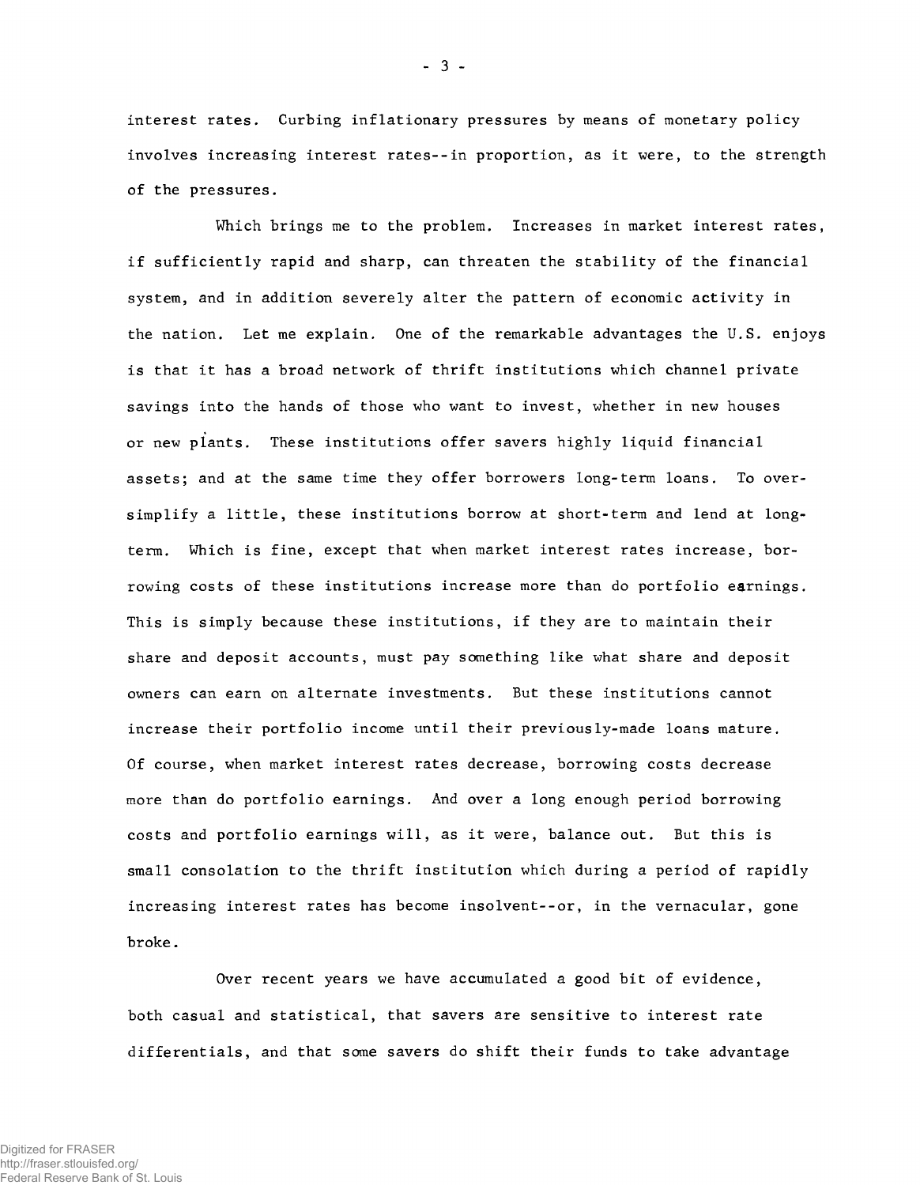interest rates. Curbing inflationary pressures by means of monetary policy involves increasing interest rates--in proportion, as it were, to the strength of the pressures.

Which brings me to the problem. Increases in market interest rates, if sufficiently rapid and sharp, can threaten the stability of the financial system, and in addition severely alter the pattern of economic activity in the nation. Let me explain. One of the remarkable advantages the U.S. enjoys is that it has a broad network of thrift institutions which channel private savings into the hands of those who want to invest, whether in new houses or new plants. These institutions offer savers highly liquid financial assets; and at the same time they offer borrowers long-term loans. To over-simplify a little, these institutions borrow at short-term and lend at long-term. Which is fine, except that when market interest rates increase, borrowing costs of these institutions increase more than do portfolio earnings. This is simply because these institutions, if they are to maintain their share and deposit accounts, must pay something like what share and deposit owners can earn on alternate investments. But these institutions cannot increase their portfolio income until their previously-made loans mature. Of course, when market interest rates decrease, borrowing costs decrease more than do portfolio earnings. And over a long enough period borrowing costs and portfolio earnings will, as it were, balance out. But this is small consolation to the thrift institution which during a period of rapidly increasing interest rates has become insolvent--or, in the vernacular, gone broke.

Over recent years we have accumulated a good bit of evidence, both casual and statistical, that savers are sensitive to interest rate differentials, and that some savers do shift their funds to take advantage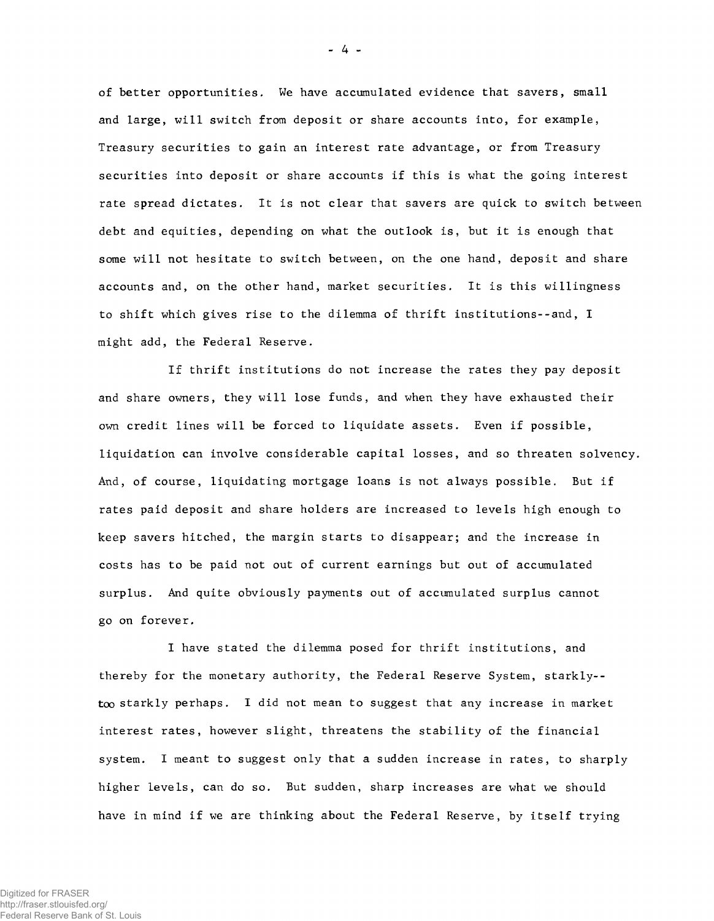of better opportunities. We have accumulated evidence that savers, small and large, will switch from deposit or share accounts into, for example, Treasury securities to gain an interest rate advantage, or from Treasury securities into deposit or share accounts if this is what the going interest rate spread dictates. It is not clear that savers are quick to switch between debt and equities, depending on what the outlook is, but it is enough that some will not hesitate to switch between, on the one hand, deposit and share accounts and, on the other hand, market securities. It is this willingness to shift which gives rise to the dilemma of thrift institutions--and, I might add, the Federal Reserve.

If thrift institutions do not increase the rates they pay deposit and share owners, they will lose funds, and when they have exhausted their own credit lines will be forced to liquidate assets. Even if possible, liquidation can involve considerable capital losses, and so threaten solvency. And, of course, liquidating mortgage loans is not always possible. But if rates paid deposit and share holders are increased to levels high enough to keep savers hitched, the margin starts to disappear; and the increase in costs has to be paid not out of current earnings but out of accumulated surplus. And quite obviously payments out of accumulated surplus cannot go on forever.

I have stated the dilemma posed for thrift institutions, and thereby for the monetary authority, the Federal Reserve System, starkly--too starkly perhaps. I did not mean to suggest that any increase in market interest rates, however slight, threatens the stability of the financial system. I meant to suggest only that a sudden increase in rates, to sharply higher levels, can do so. But sudden, sharp increases are what we should have in mind if we are thinking about the Federal Reserve, by itself trying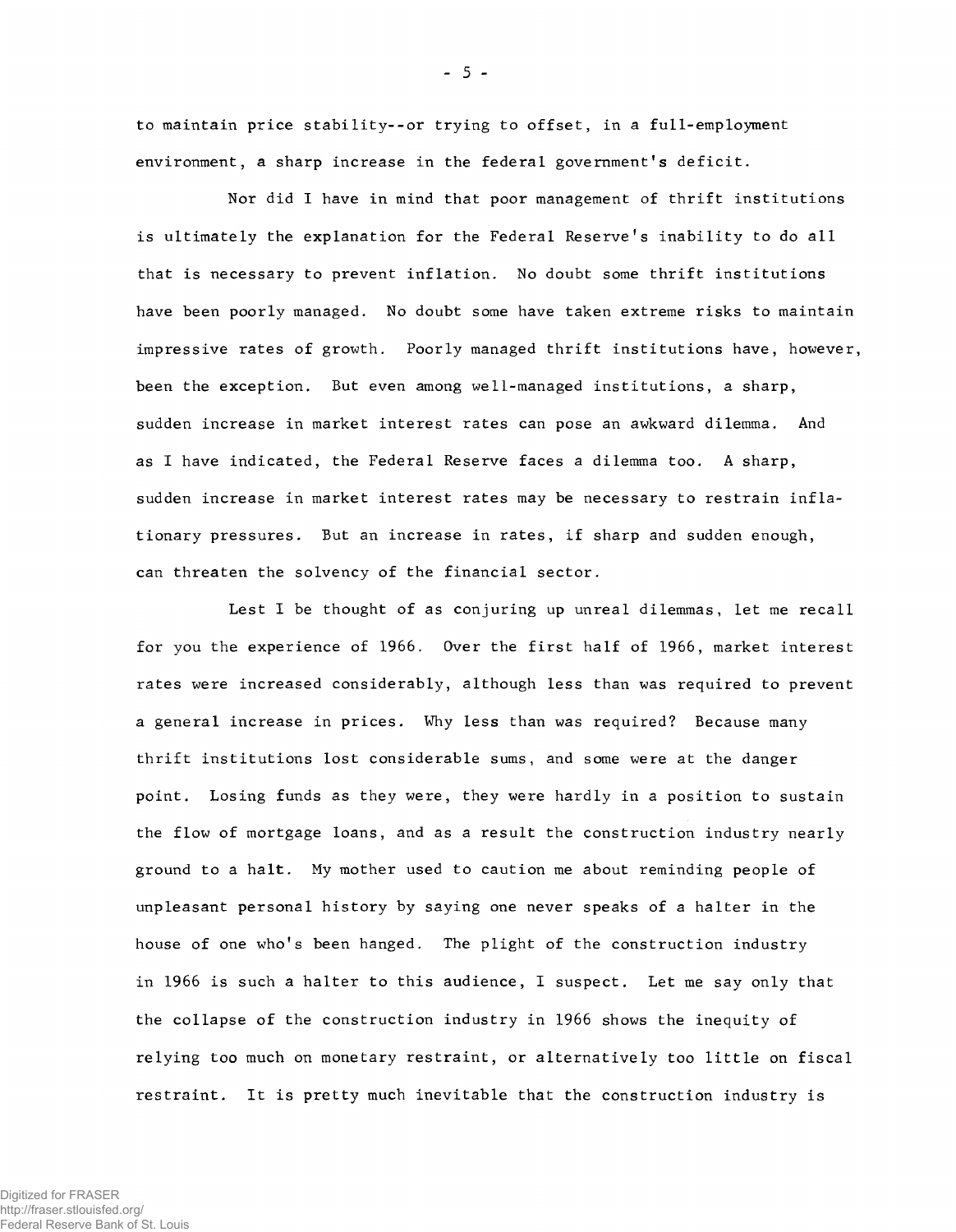to maintain price stability--or trying to offset, in a full-employment environment, a sharp increase in the federal government's deficit.

Nor did I have in mind that poor management of thrift institutions is ultimately the explanation for the Federal Reserve's inability to do all that is necessary to prevent inflation. No doubt some thrift institutions have been poorly managed. No doubt some have taken extreme risks to maintain impressive rates of growth. Poorly managed thrift institutions have, however, been the exception. But even among well-managed institutions, a sharp, sudden increase in market interest rates can pose an awkward dilemma. And as I have indicated, the Federal Reserve faces a dilemma too. A sharp, sudden increase in market interest rates may be necessary to restrain inflationary pressures. But an increase in rates, if sharp and sudden enough, can threaten the solvency of the financial sector.

Lest I be thought of as conjuring up unreal dilemmas, let me recall for you the experience of 1966. Over the first half of 1966, market interest rates were increased considerably, although less than was required to prevent a general increase in prices. Why less than was required? Because many thrift institutions lost considerable sums, and some were at the danger point. Losing funds as they were, they were hardly in a position to sustain the flow of mortgage loans, and as a result the construction industry nearly ground to a halt. My mother used to caution me about reminding people of unpleasant personal history by saying one never speaks of a halter in the house of one who's been hanged. The plight of the construction industry in 1966 is such a halter to this audience, I suspect. Let me say only that the collapse of the construction industry in 1966 shows the inequity of relying too much on monetary restraint, or alternatively too little on fiscal restraint. It is pretty much inevitable that the construction industry is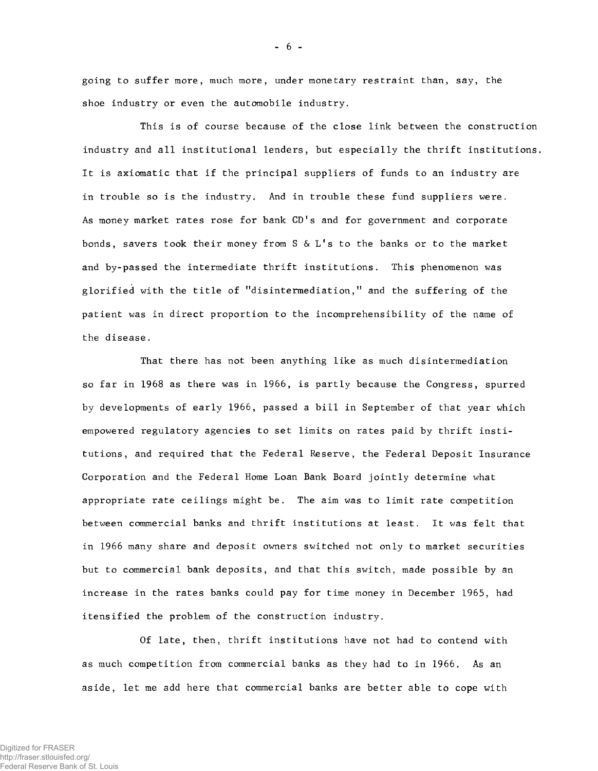going to suffer more, much more, under monetary restraint than, say, the shoe industry or even the automobile industry.

This is of course because of the close link between the construction industry and all institutional lenders, but especially the thrift institutions. It is axiomatic that if the principal suppliers of funds to an industry are in trouble so is the industry. And in trouble these fund suppliers were. As money market rates rose for bank CD's and for government and corporate bonds, savers took their money from S & L's to the banks or to the market and by-passed the intermediate thrift institutions. This phenomenon was glorified with the title of "disintermediation," and the suffering of the patient was in direct proportion to the incomprehensibility of the name of the disease.

That there has not been anything like as much disintermediation so far in 1968 as there was in 1966, is partly because the Congress, spurred by developments of early 1966, passed a bill in September of that year which empowered regulatory agencies to set limits on rates paid by thrift institutions, and required that the Federal Reserve, the Federal Deposit Insurance Corporation and the Federal Home Loan Bank Board jointly determine what appropriate rate ceilings might be. The aim was to limit rate competition between commercial banks and thrift institutions at least. It was felt that in 1966 many share and deposit owners switched not only to market securities but to commercial bank deposits, and that this switch, made possible by an increase in the rates banks could pay for time money in December 1965, had itensified the problem of the construction industry.

Of late, then, thrift institutions have not had to contend with as much competition from commercial banks as they had to in 1966. As an aside, let me add here that commercial banks are better able to cope with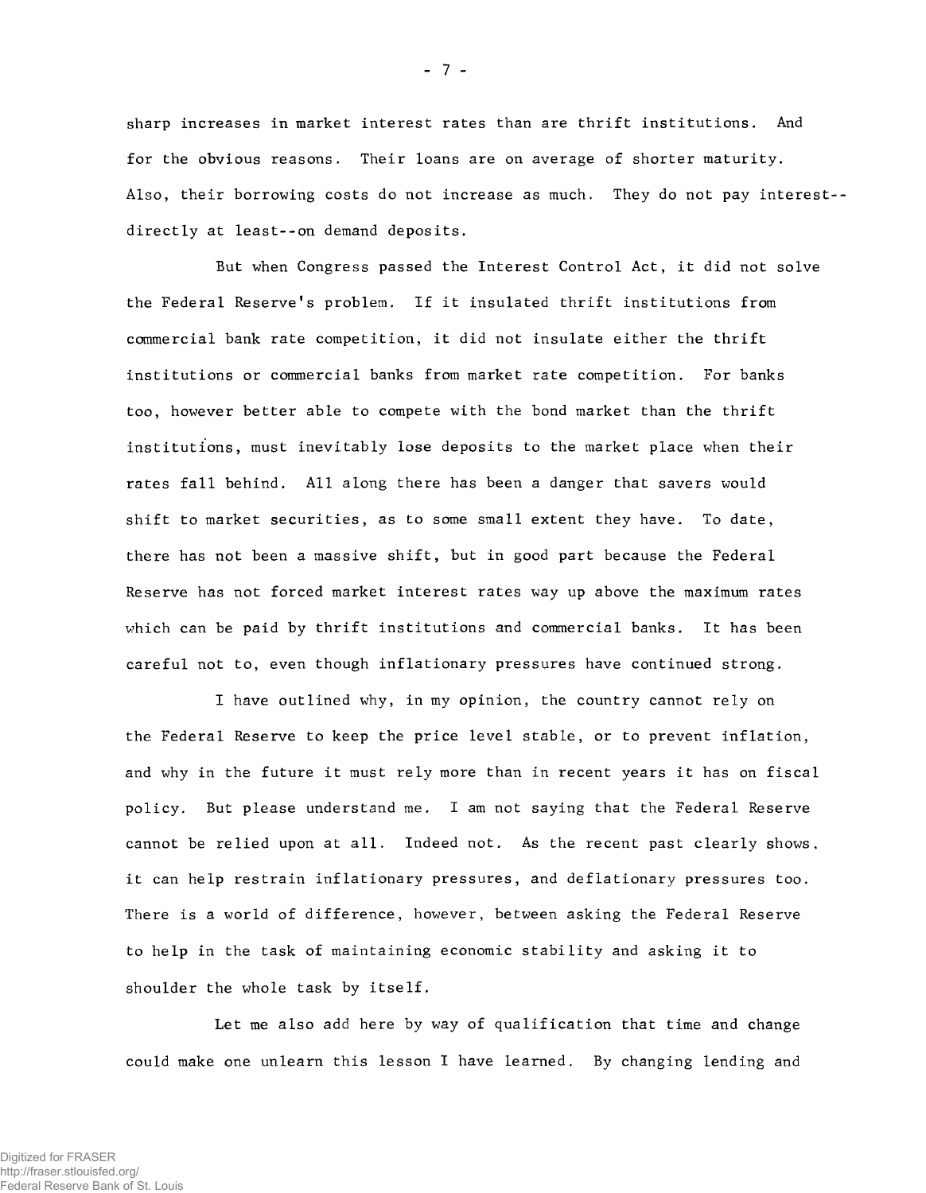sharp increases in market interest rates than are thrift institutions. And for the obvious reasons. Their loans are on average of shorter maturity. Also, their borrowing costs do not increase as much. They do not pay interest--directly at least--on demand deposits.

But when Congress passed the Interest Control Act, it did not solve the Federal Reserve's problem. If it insulated thrift institutions from commercial bank rate competition, it did not insulate either the thrift institutions or commercial banks from market rate competition. For banks too, however better able to compete with the bond market than the thrift institutions, must inevitably lose deposits to the market place when their rates fall behind. All along there has been a danger that savers would shift to market securities, as to some small extent they have. To date, there has not been a massive shift, but in good part because the Federal Reserve has not forced market interest rates way up above the maximum rates which can be paid by thrift institutions and commercial banks. It has been careful not to, even though inflationary pressures have continued strong.

I have outlined why, in my opinion, the country cannot rely on the Federal Reserve to keep the price level stable, or to prevent inflation, and why in the future it must rely more than in recent years it has on fiscal policy. But please understand me. I am not saying that the Federal Reserve cannot be relied upon at all. Indeed not. As the recent past clearly shows, it can help restrain inflationary pressures, and deflationary pressures too. There is a world of difference, however, between asking the Federal Reserve to help in the task of maintaining economic stability and asking it to shoulder the whole task by itself.

Let me also add here by way of qualification that time and change could make one unlearn this lesson I have learned. By changing lending and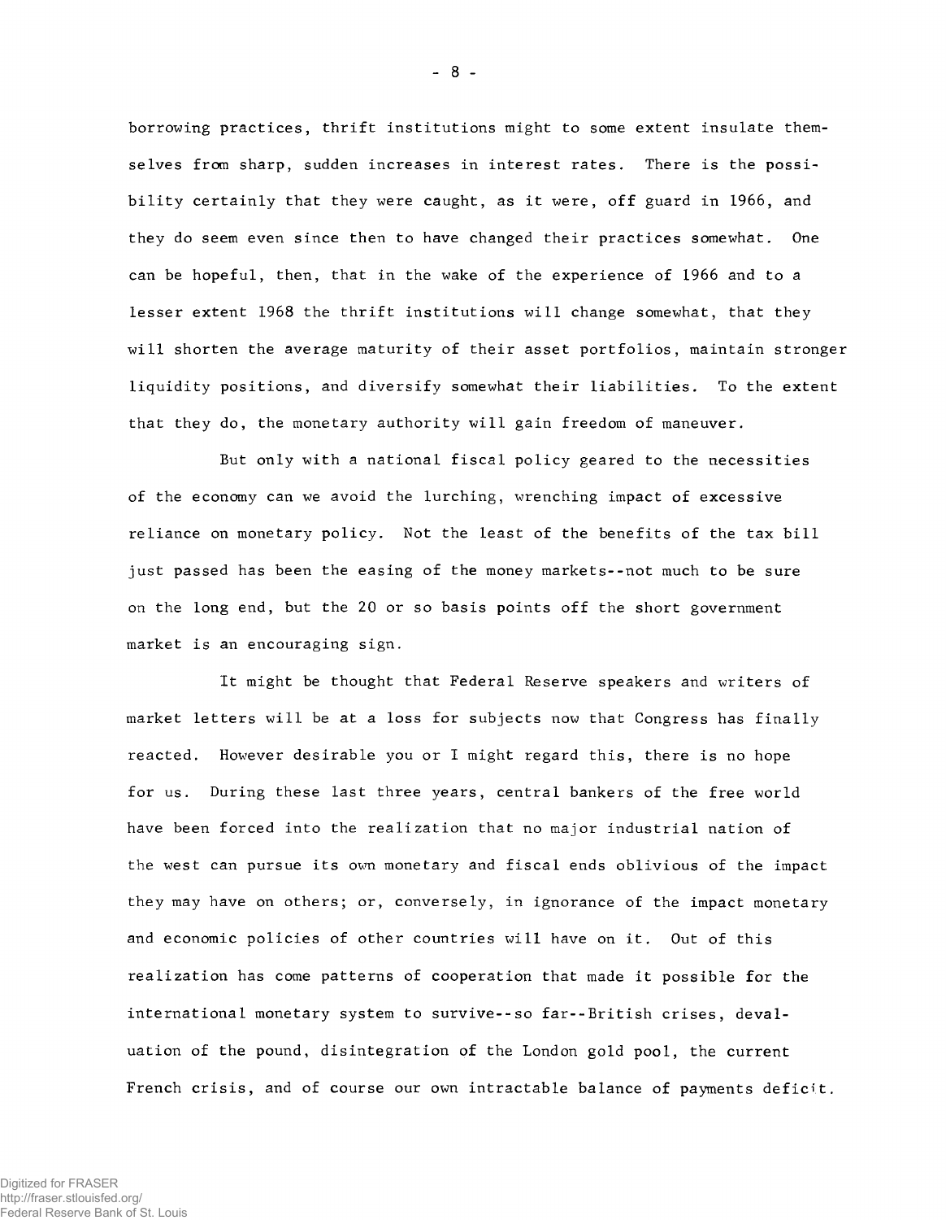borrowing practices, thrift institutions might to some extent insulate themselves from sharp, sudden increases in interest rates. There is the possibility certainly that they were caught, as it were, off guard in 1966, and they do seem even since then to have changed their practices somewhat. One can be hopeful, then, that in the wake of the experience of 1966 and to a lesser extent 1968 the thrift institutions will change somewhat, that they will shorten the average maturity of their asset portfolios, maintain stronger liquidity positions, and diversify somewhat their liabilities. To the extent that they do, the monetary authority will gain freedom of maneuver.

But only with a national fiscal policy geared to the necessities of the economy can we avoid the lurching, wrenching impact of excessive reliance on monetary policy. Not the least of the benefits of the tax bill just passed has been the easing of the money markets--not much to be sure on the long end, but the 20 or so basis points off the short government market is an encouraging sign.

It might be thought that Federal Reserve speakers and writers of market letters will be at a loss for subjects now that Congress has finally reacted. However desirable you or I might regard this, there is no hope for us. During these last three years, central bankers of the free world have been forced into the realization that no major industrial nation of the west can pursue its own monetary and fiscal ends oblivious of the impact they may have on others; or, conversely, in ignorance of the impact monetary and economic policies of other countries will have on it. Out of this realization has come patterns of cooperation that made it possible for the international monetary system to survive--so far--British crises, devaluation of the pound, disintegration of the London gold pool, the current French crisis, and of course our own intractable balance of payments deficit.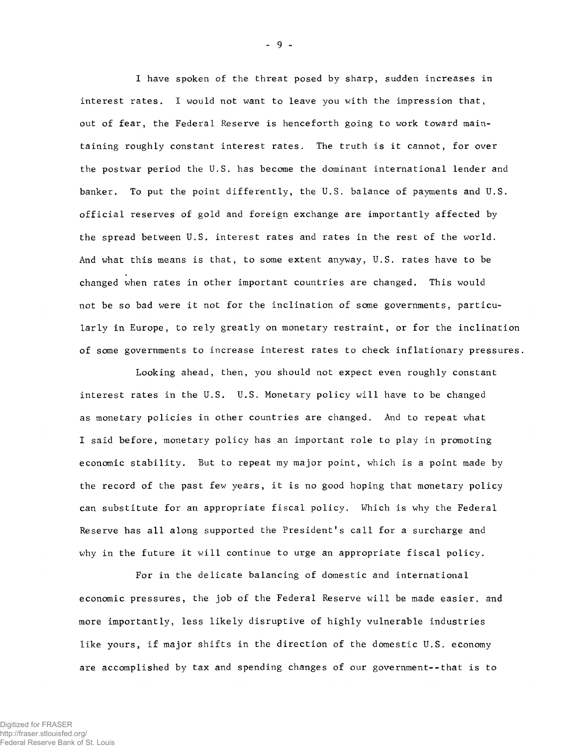I have spoken of the threat posed by sharp, sudden increases in interest rates. I would not want to leave you with the impression that, out of fear, the Federal Reserve is henceforth going to work toward maintaining roughly constant interest rates. The truth is it cannot, for over the postwar period the U.S. has become the dominant international lender and banker. To put the point differently, the U.S. balance of payments and U.S. official reserves of gold and foreign exchange are importantly affected by the spread between U.S. interest rates and rates in the rest of the world. And what this means is that, to some extent anyway, U.S. rates have to be changed when rates in other important countries are changed. This would not be so bad were it not for the inclination of some governments, particularly in Europe, to rely greatly on monetary restraint, or for the inclination of some governments to increase interest rates to check inflationary pressures.

Looking ahead, then, you should not expect even roughly constant interest rates in the U.S. U.S. Monetary policy will have to be changed as monetary policies in other countries are changed. And to repeat what I said before, monetary policy has an important role to play in promoting economic stability. But to repeat my major point, which is a point made by the record of the past few years, it is no good hoping that monetary policy can substitute for an appropriate fiscal policy. Which is why the Federal Reserve has all along supported the President's call for a surcharge and why in the future it will continue to urge an appropriate fiscal policy.

For in the delicate balancing of domestic and international economic pressures, the job of the Federal Reserve will be made easier, and more importantly, less likely disruptive of highly vulnerable industries like yours, if major shifts in the direction of the domestic U.S. economy are accomplished by tax and spending changes of our government--that is to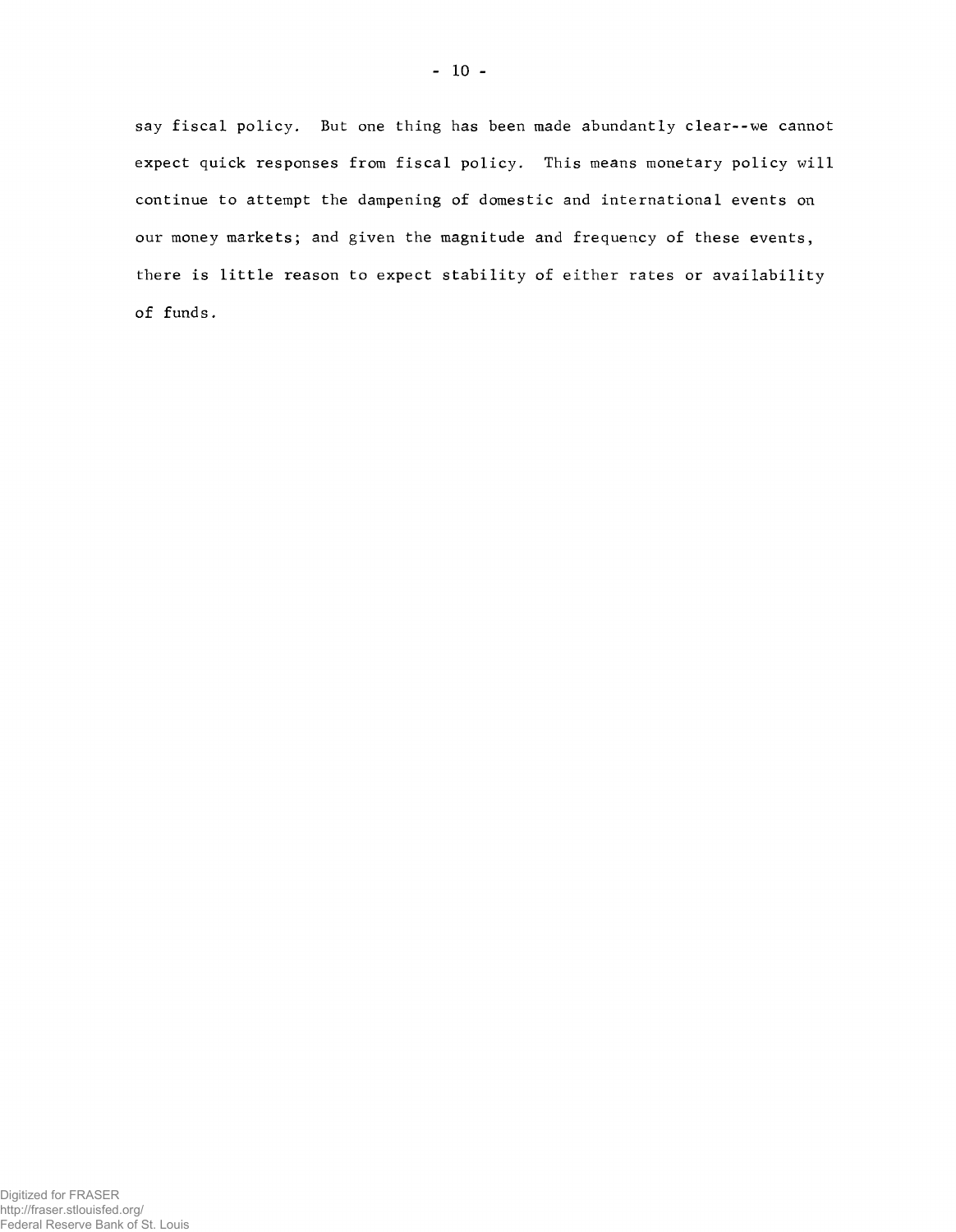say fiscal policy. But one thing has been made abundantly clear--we cannot expect quick responses from fiscal policy. This means monetary policy will continue to attempt the dampening of domestic and international events on our money markets; and given the magnitude and frequency of these events, there is little reason to expect stability of either rates or availability of funds.